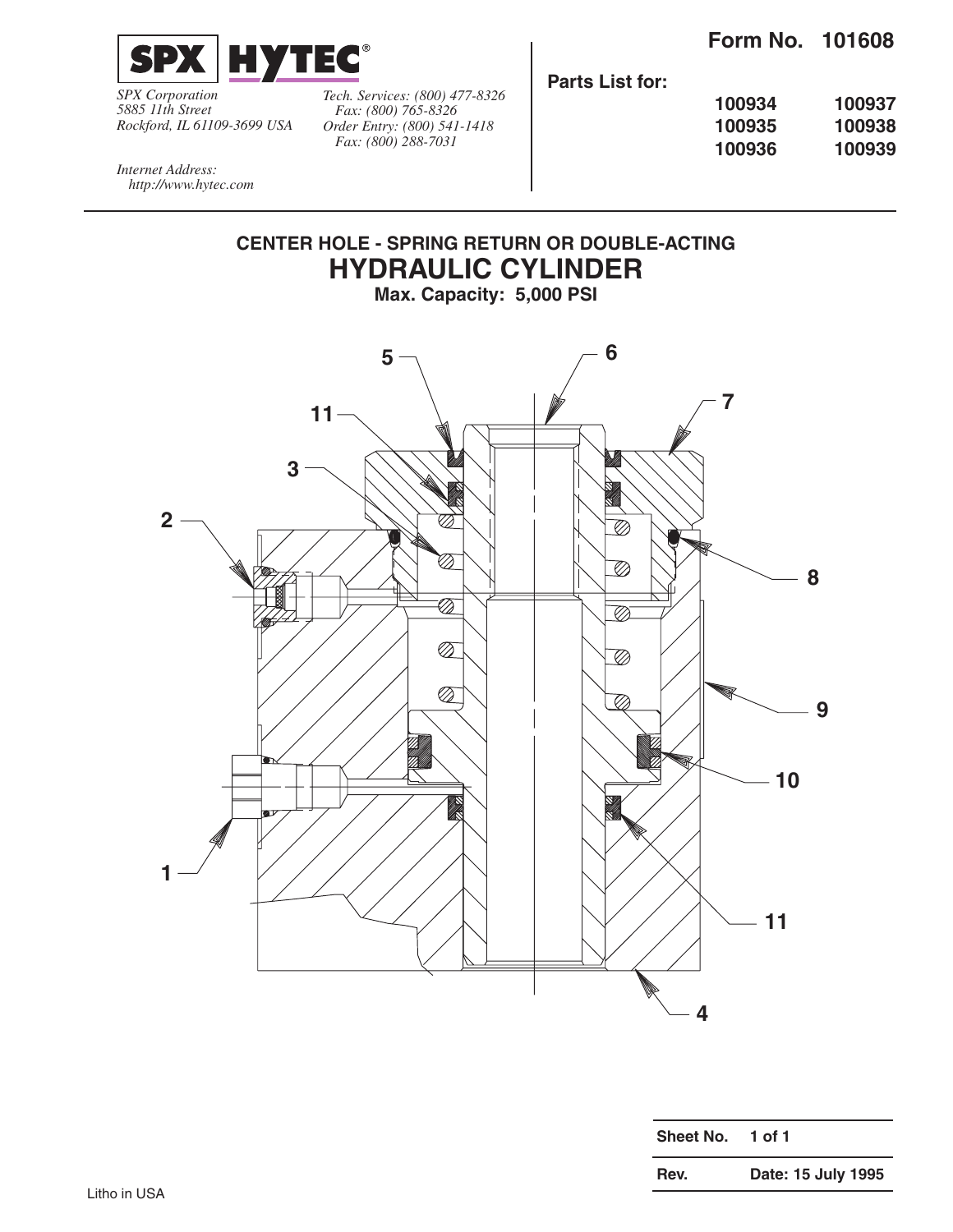**SPX | HYTEC®**

*SPX Corporation*
*5885 11th Street*
*Rockford, IL 61109-3699 USA*

*Tech. Services: (800) 477-8326*
*Fax: (800) 765-8326*
*Order Entry: (800) 541-1418*
*Fax: (800) 288-7031*

*Internet Address:*
*http://www.hytec.com*

**Form No. 101608**

**Parts List for:**

| | |
|---|---|
| **100934** | **100937** |
| **100935** | **100938** |
| **100936** | **100939** |

## CENTER HOLE - SPRING RETURN OR DOUBLE-ACTING

# HYDRAULIC CYLINDER

**Max. Capacity: 5,000 PSI**

5, 6, 7, 11, 3, 2, 8, 9, 10, 1, 11, 4

| | |
|---|---|
| **Sheet No.** | **1 of 1** |
| **Rev.** | **Date: 15 July 1995** |

Litho in USA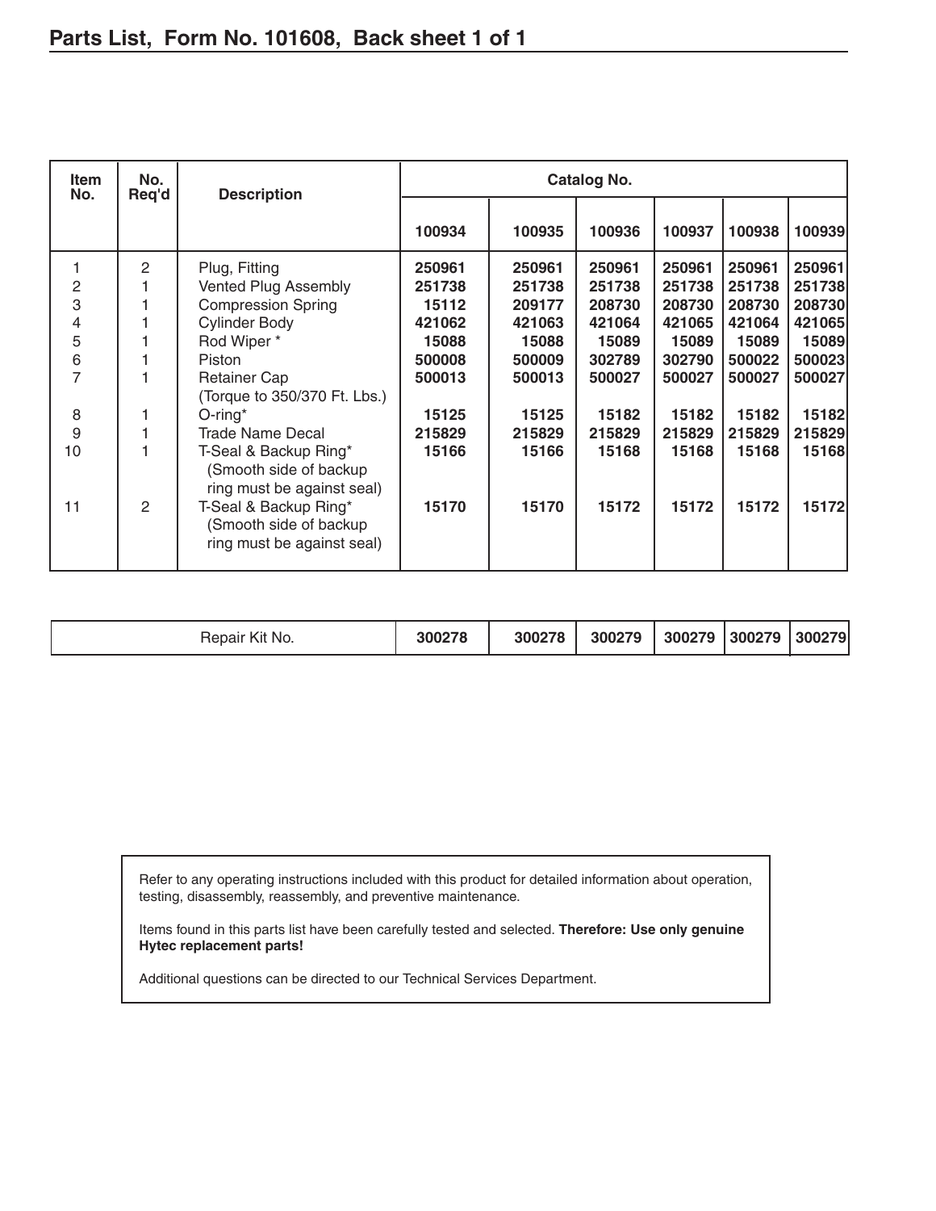## Parts List, Form No. 101608, Back sheet 1 of 1

| Item No. | No. Req'd | Description | Catalog No. | | | | | |
|---|---|---|---|---|---|---|---|---|
| | | | 100934 | 100935 | 100936 | 100937 | 100938 | 100939 |
| 1 | 2 | Plug, Fitting | 250961 | 250961 | 250961 | 250961 | 250961 | 250961 |
| 2 | 1 | Vented Plug Assembly | 251738 | 251738 | 251738 | 251738 | 251738 | 251738 |
| 3 | 1 | Compression Spring | 15112 | 209177 | 208730 | 208730 | 208730 | 208730 |
| 4 | 1 | Cylinder Body | 421062 | 421063 | 421064 | 421065 | 421064 | 421065 |
| 5 | 1 | Rod Wiper * | 15088 | 15088 | 15089 | 15089 | 15089 | 15089 |
| 6 | 1 | Piston | 500008 | 500009 | 302789 | 302790 | 500022 | 500023 |
| 7 | 1 | Retainer Cap (Torque to 350/370 Ft. Lbs.) | 500013 | 500013 | 500027 | 500027 | 500027 | 500027 |
| 8 | 1 | O-ring* | 15125 | 15125 | 15182 | 15182 | 15182 | 15182 |
| 9 | 1 | Trade Name Decal | 215829 | 215829 | 215829 | 215829 | 215829 | 215829 |
| 10 | 1 | T-Seal & Backup Ring* (Smooth side of backup ring must be against seal) | 15166 | 15166 | 15168 | 15168 | 15168 | 15168 |
| 11 | 2 | T-Seal & Backup Ring* (Smooth side of backup ring must be against seal) | 15170 | 15170 | 15172 | 15172 | 15172 | 15172 |

| Repair Kit No. | 300278 | 300278 | 300279 | 300279 | 300279 | 300279 |
|---|---|---|---|---|---|---|

Refer to any operating instructions included with this product for detailed information about operation, testing, disassembly, reassembly, and preventive maintenance.

Items found in this parts list have been carefully tested and selected. **Therefore: Use only genuine Hytec replacement parts!**

Additional questions can be directed to our Technical Services Department.